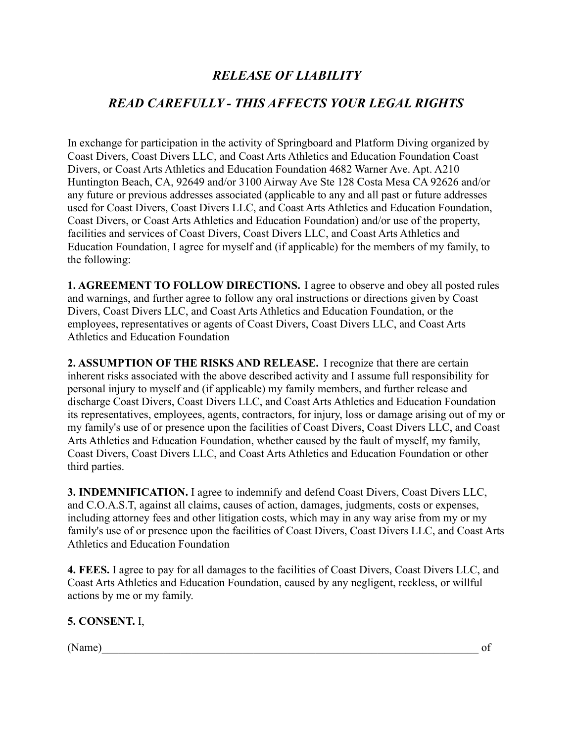# *RELEASE OF LIABILITY*

## *READ CAREFULLY - THIS AFFECTS YOUR LEGAL RIGHTS*

In exchange for participation in the activity of Springboard and Platform Diving organized by Coast Divers, Coast Divers LLC, and Coast Arts Athletics and Education Foundation Coast Divers, or Coast Arts Athletics and Education Foundation 4682 Warner Ave. Apt. A210 Huntington Beach, CA, 92649 and/or 3100 Airway Ave Ste 128 Costa Mesa CA 92626 and/or any future or previous addresses associated (applicable to any and all past or future addresses used for Coast Divers, Coast Divers LLC, and Coast Arts Athletics and Education Foundation, Coast Divers, or Coast Arts Athletics and Education Foundation) and/or use of the property, facilities and services of Coast Divers, Coast Divers LLC, and Coast Arts Athletics and Education Foundation, I agree for myself and (if applicable) for the members of my family, to the following:

**1. AGREEMENT TO FOLLOW DIRECTIONS.** I agree to observe and obey all posted rules and warnings, and further agree to follow any oral instructions or directions given by Coast Divers, Coast Divers LLC, and Coast Arts Athletics and Education Foundation, or the employees, representatives or agents of Coast Divers, Coast Divers LLC, and Coast Arts Athletics and Education Foundation

**2. ASSUMPTION OF THE RISKS AND RELEASE.** I recognize that there are certain inherent risks associated with the above described activity and I assume full responsibility for personal injury to myself and (if applicable) my family members, and further release and discharge Coast Divers, Coast Divers LLC, and Coast Arts Athletics and Education Foundation its representatives, employees, agents, contractors, for injury, loss or damage arising out of my or my family's use of or presence upon the facilities of Coast Divers, Coast Divers LLC, and Coast Arts Athletics and Education Foundation, whether caused by the fault of myself, my family, Coast Divers, Coast Divers LLC, and Coast Arts Athletics and Education Foundation or other third parties.

**3. INDEMNIFICATION.** I agree to indemnify and defend Coast Divers, Coast Divers LLC, and C.O.A.S.T, against all claims, causes of action, damages, judgments, costs or expenses, including attorney fees and other litigation costs, which may in any way arise from my or my family's use of or presence upon the facilities of Coast Divers, Coast Divers LLC, and Coast Arts Athletics and Education Foundation

**4. FEES.** I agree to pay for all damages to the facilities of Coast Divers, Coast Divers LLC, and Coast Arts Athletics and Education Foundation, caused by any negligent, reckless, or willful actions by me or my family.

**5. CONSENT.** I,

(Name)______________________________________________________________________ of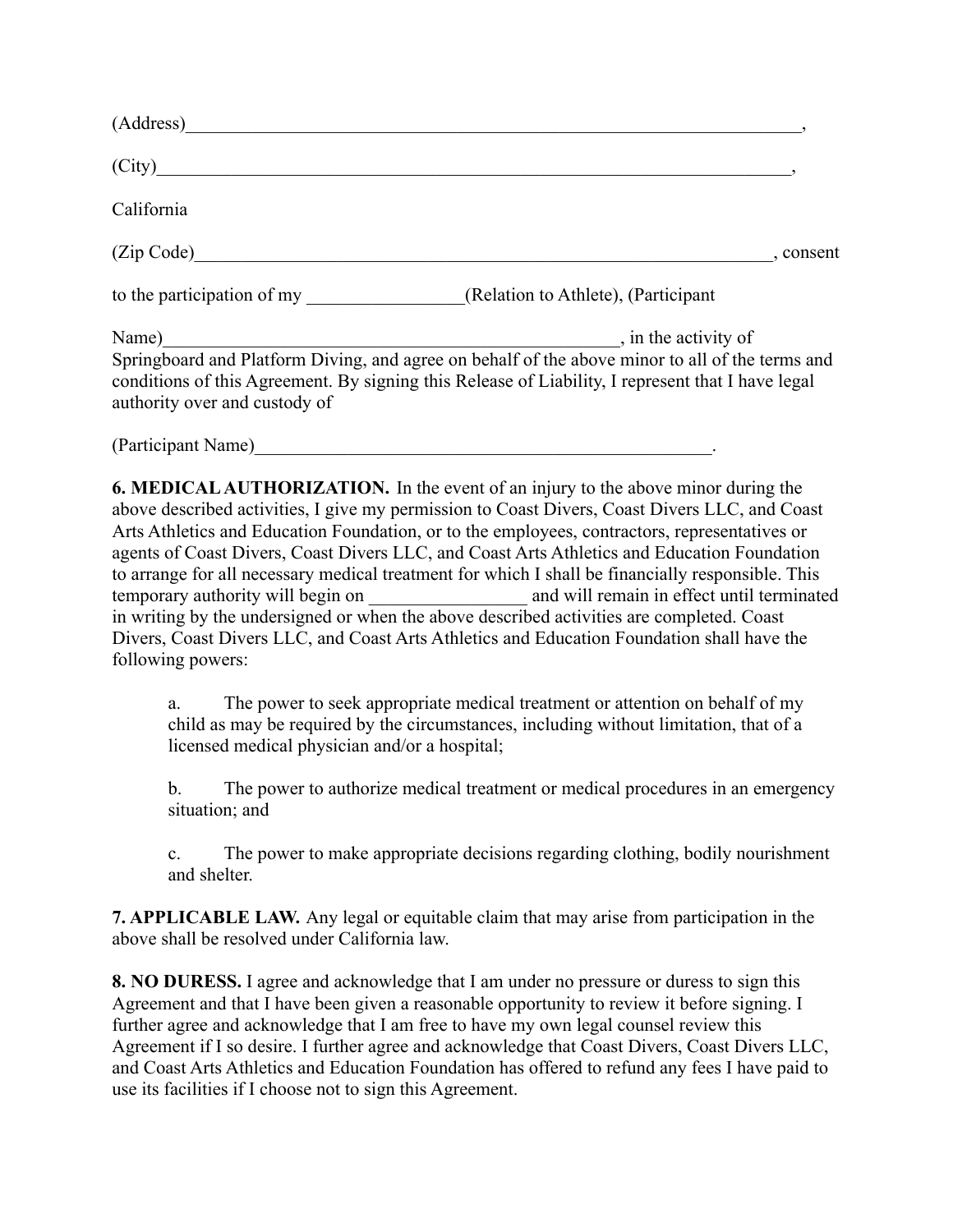(Address)_________________________________________________________________,

(City)___________________________________________________________________,

California

(Zip Code)_____________________________________________________________, consent

to the participation of my ________________(Relation to Athlete), (Participant

Name)_______________________________________________, in the activity of Springboard and Platform Diving, and agree on behalf of the above minor to all of the terms and conditions of this Agreement. By signing this Release of Liability, I represent that I have legal authority over and custody of

(Participant Name)_______________________________________________.

**6. MEDICAL AUTHORIZATION.** In the event of an injury to the above minor during the above described activities, I give my permission to Coast Divers, Coast Divers LLC, and Coast Arts Athletics and Education Foundation, or to the employees, contractors, representatives or agents of Coast Divers, Coast Divers LLC, and Coast Arts Athletics and Education Foundation to arrange for all necessary medical treatment for which I shall be financially responsible. This temporary authority will begin on ________________ and will remain in effect until terminated in writing by the undersigned or when the above described activities are completed. Coast Divers, Coast Divers LLC, and Coast Arts Athletics and Education Foundation shall have the following powers:

a. The power to seek appropriate medical treatment or attention on behalf of my child as may be required by the circumstances, including without limitation, that of a licensed medical physician and/or a hospital;

b. The power to authorize medical treatment or medical procedures in an emergency situation; and

c. The power to make appropriate decisions regarding clothing, bodily nourishment and shelter.

**7. APPLICABLE LAW.** Any legal or equitable claim that may arise from participation in the above shall be resolved under California law.

**8. NO DURESS.** I agree and acknowledge that I am under no pressure or duress to sign this Agreement and that I have been given a reasonable opportunity to review it before signing. I further agree and acknowledge that I am free to have my own legal counsel review this Agreement if I so desire. I further agree and acknowledge that Coast Divers, Coast Divers LLC, and Coast Arts Athletics and Education Foundation has offered to refund any fees I have paid to use its facilities if I choose not to sign this Agreement.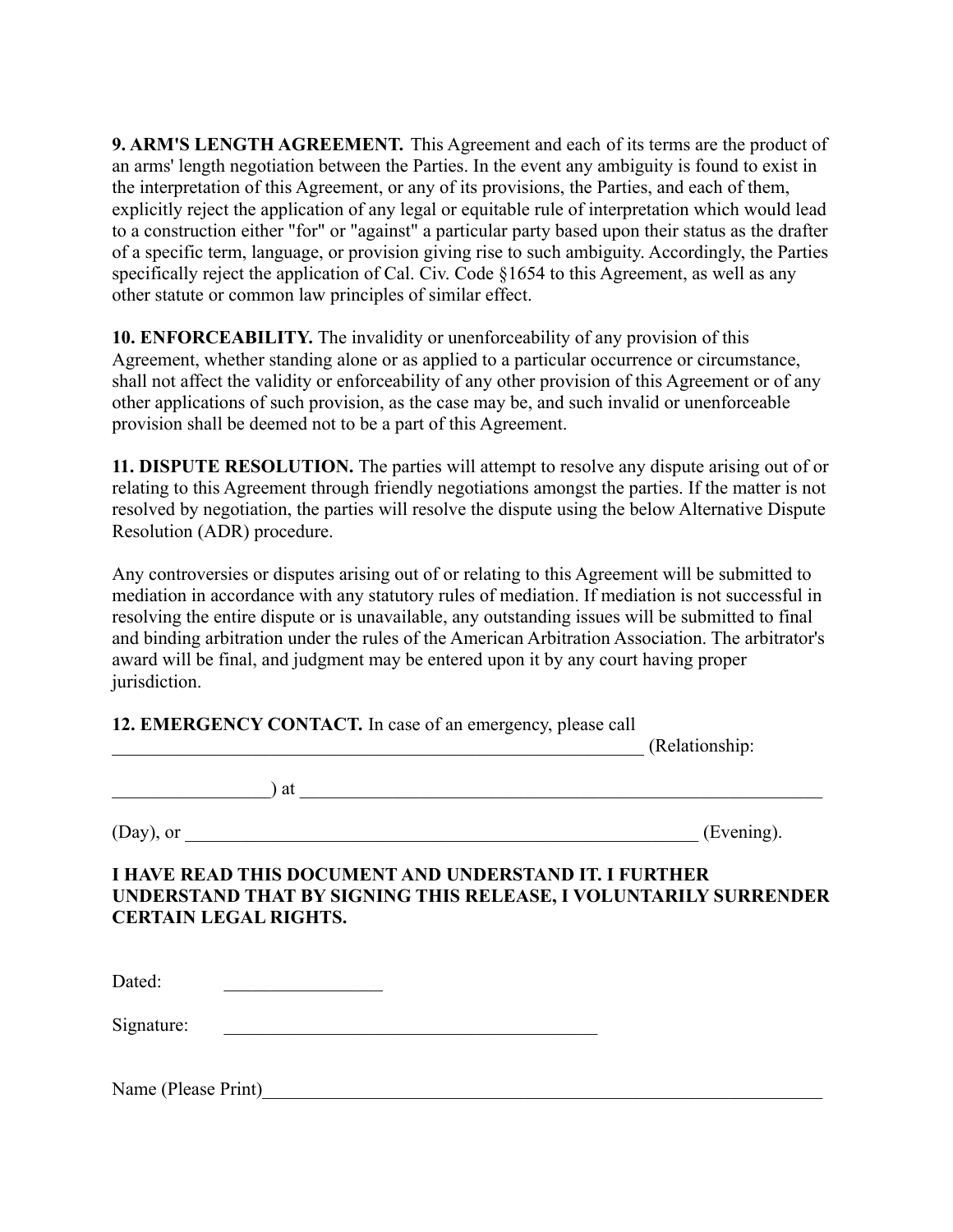**9. ARM'S LENGTH AGREEMENT.** This Agreement and each of its terms are the product of an arms' length negotiation between the Parties. In the event any ambiguity is found to exist in the interpretation of this Agreement, or any of its provisions, the Parties, and each of them, explicitly reject the application of any legal or equitable rule of interpretation which would lead to a construction either "for" or "against" a particular party based upon their status as the drafter of a specific term, language, or provision giving rise to such ambiguity. Accordingly, the Parties specifically reject the application of Cal. Civ. Code §1654 to this Agreement, as well as any other statute or common law principles of similar effect.

**10. ENFORCEABILITY.** The invalidity or unenforceability of any provision of this Agreement, whether standing alone or as applied to a particular occurrence or circumstance, shall not affect the validity or enforceability of any other provision of this Agreement or of any other applications of such provision, as the case may be, and such invalid or unenforceable provision shall be deemed not to be a part of this Agreement.

**11. DISPUTE RESOLUTION.** The parties will attempt to resolve any dispute arising out of or relating to this Agreement through friendly negotiations amongst the parties. If the matter is not resolved by negotiation, the parties will resolve the dispute using the below Alternative Dispute Resolution (ADR) procedure.

Any controversies or disputes arising out of or relating to this Agreement will be submitted to mediation in accordance with any statutory rules of mediation. If mediation is not successful in resolving the entire dispute or is unavailable, any outstanding issues will be submitted to final and binding arbitration under the rules of the American Arbitration Association. The arbitrator's award will be final, and judgment may be entered upon it by any court having proper jurisdiction.

**12. EMERGENCY CONTACT.** In case of an emergency, please call ____________________________________________________________ (Relationship: ________________) at ____________________________________________________________ (Day), or ________________________________________________________ (Evening).

**I HAVE READ THIS DOCUMENT AND UNDERSTAND IT. I FURTHER UNDERSTAND THAT BY SIGNING THIS RELEASE, I VOLUNTARILY SURRENDER CERTAIN LEGAL RIGHTS.**

Dated: ________________

Signature: ________________________________________

Name (Please Print)______________________________________________________________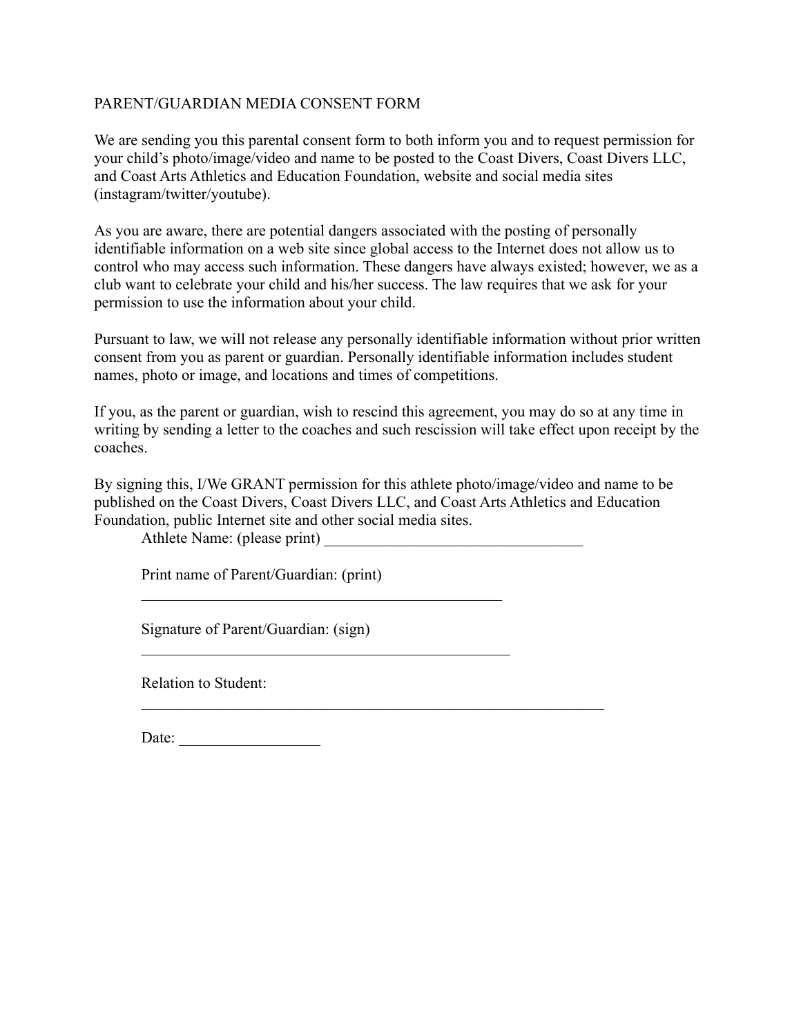# PARENT/GUARDIAN MEDIA CONSENT FORM

We are sending you this parental consent form to both inform you and to request permission for your child's photo/image/video and name to be posted to the Coast Divers, Coast Divers LLC, and Coast Arts Athletics and Education Foundation, website and social media sites (instagram/twitter/youtube).

As you are aware, there are potential dangers associated with the posting of personally identifiable information on a web site since global access to the Internet does not allow us to control who may access such information. These dangers have always existed; however, we as a club want to celebrate your child and his/her success. The law requires that we ask for your permission to use the information about your child.

Pursuant to law, we will not release any personally identifiable information without prior written consent from you as parent or guardian. Personally identifiable information includes student names, photo or image, and locations and times of competitions.

If you, as the parent or guardian, wish to rescind this agreement, you may do so at any time in writing by sending a letter to the coaches and such rescission will take effect upon receipt by the coaches.

By signing this, I/We GRANT permission for this athlete photo/image/video and name to be published on the Coast Divers, Coast Divers LLC, and Coast Arts Athletics and Education Foundation, public Internet site and other social media sites.

Athlete Name: (please print) __________________________________

Print name of Parent/Guardian: (print)

________________________________________________

Signature of Parent/Guardian: (sign)

_________________________________________________

Relation to Student:

______________________________________________________________

Date: __________________